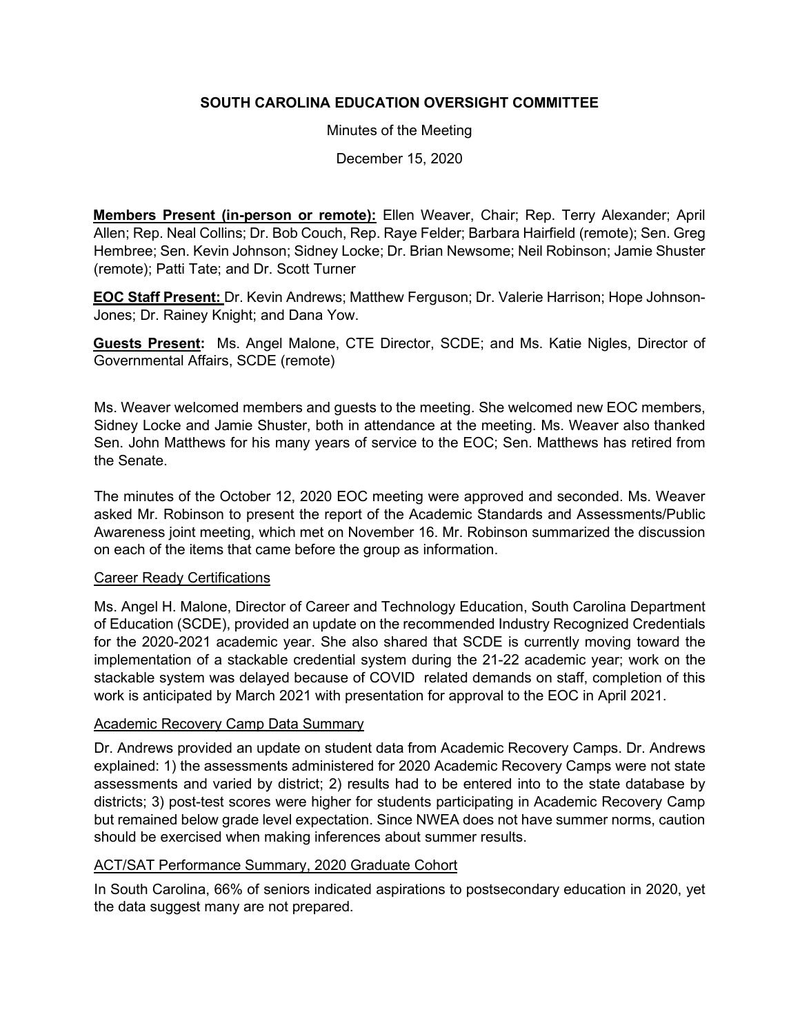# SOUTH CAROLINA EDUCATION OVERSIGHT COMMITTEE

Minutes of the Meeting

December 15, 2020

**Members Present (in-person or remote):** Ellen Weaver, Chair; Rep. Terry Alexander; April Allen; Rep. Neal Collins; Dr. Bob Couch, Rep. Raye Felder; Barbara Hairfield (remote); Sen. Greg Hembree; Sen. Kevin Johnson; Sidney Locke; Dr. Brian Newsome; Neil Robinson; Jamie Shuster (remote); Patti Tate; and Dr. Scott Turner

**EOC Staff Present:** Dr. Kevin Andrews; Matthew Ferguson; Dr. Valerie Harrison; Hope Johnson-Jones; Dr. Rainey Knight; and Dana Yow.

**Guests Present:** Ms. Angel Malone, CTE Director, SCDE; and Ms. Katie Nigles, Director of Governmental Affairs, SCDE (remote)

Ms. Weaver welcomed members and guests to the meeting. She welcomed new EOC members, Sidney Locke and Jamie Shuster, both in attendance at the meeting. Ms. Weaver also thanked Sen. John Matthews for his many years of service to the EOC; Sen. Matthews has retired from the Senate.

The minutes of the October 12, 2020 EOC meeting were approved and seconded. Ms. Weaver asked Mr. Robinson to present the report of the Academic Standards and Assessments/Public Awareness joint meeting, which met on November 16. Mr. Robinson summarized the discussion on each of the items that came before the group as information.

Career Ready Certifications

Ms. Angel H. Malone, Director of Career and Technology Education, South Carolina Department of Education (SCDE), provided an update on the recommended Industry Recognized Credentials for the 2020-2021 academic year. She also shared that SCDE is currently moving toward the implementation of a stackable credential system during the 21-22 academic year; work on the stackable system was delayed because of COVID related demands on staff, completion of this work is anticipated by March 2021 with presentation for approval to the EOC in April 2021.

Academic Recovery Camp Data Summary

Dr. Andrews provided an update on student data from Academic Recovery Camps. Dr. Andrews explained: 1) the assessments administered for 2020 Academic Recovery Camps were not state assessments and varied by district; 2) results had to be entered into to the state database by districts; 3) post-test scores were higher for students participating in Academic Recovery Camp but remained below grade level expectation. Since NWEA does not have summer norms, caution should be exercised when making inferences about summer results.

ACT/SAT Performance Summary, 2020 Graduate Cohort

In South Carolina, 66% of seniors indicated aspirations to postsecondary education in 2020, yet the data suggest many are not prepared.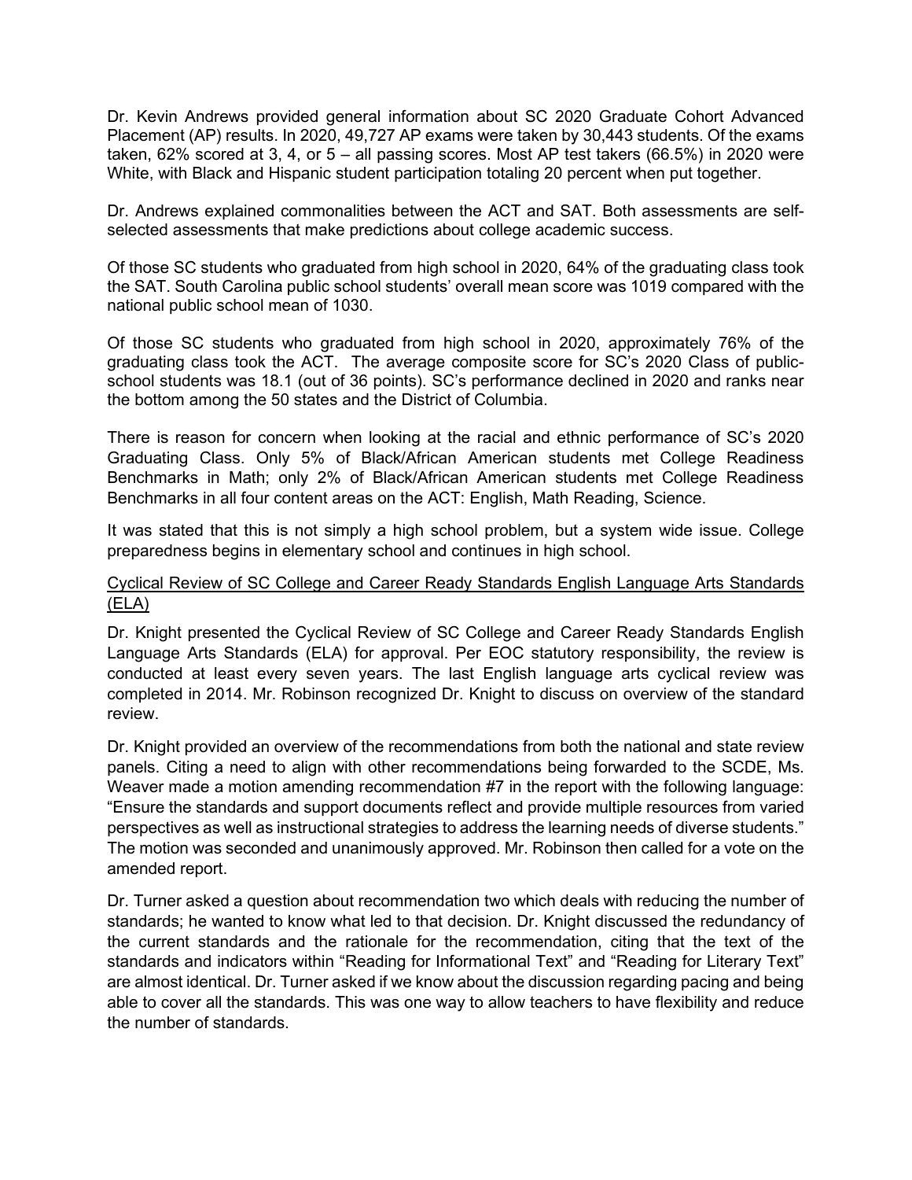Dr. Kevin Andrews provided general information about SC 2020 Graduate Cohort Advanced Placement (AP) results. In 2020, 49,727 AP exams were taken by 30,443 students. Of the exams taken, 62% scored at 3, 4, or 5 – all passing scores. Most AP test takers (66.5%) in 2020 were White, with Black and Hispanic student participation totaling 20 percent when put together.

Dr. Andrews explained commonalities between the ACT and SAT. Both assessments are self-selected assessments that make predictions about college academic success.

Of those SC students who graduated from high school in 2020, 64% of the graduating class took the SAT. South Carolina public school students' overall mean score was 1019 compared with the national public school mean of 1030.

Of those SC students who graduated from high school in 2020, approximately 76% of the graduating class took the ACT. The average composite score for SC's 2020 Class of public-school students was 18.1 (out of 36 points). SC's performance declined in 2020 and ranks near the bottom among the 50 states and the District of Columbia.

There is reason for concern when looking at the racial and ethnic performance of SC's 2020 Graduating Class. Only 5% of Black/African American students met College Readiness Benchmarks in Math; only 2% of Black/African American students met College Readiness Benchmarks in all four content areas on the ACT: English, Math Reading, Science.

It was stated that this is not simply a high school problem, but a system wide issue. College preparedness begins in elementary school and continues in high school.

Cyclical Review of SC College and Career Ready Standards English Language Arts Standards (ELA)

Dr. Knight presented the Cyclical Review of SC College and Career Ready Standards English Language Arts Standards (ELA) for approval. Per EOC statutory responsibility, the review is conducted at least every seven years. The last English language arts cyclical review was completed in 2014. Mr. Robinson recognized Dr. Knight to discuss on overview of the standard review.

Dr. Knight provided an overview of the recommendations from both the national and state review panels. Citing a need to align with other recommendations being forwarded to the SCDE, Ms. Weaver made a motion amending recommendation #7 in the report with the following language: "Ensure the standards and support documents reflect and provide multiple resources from varied perspectives as well as instructional strategies to address the learning needs of diverse students." The motion was seconded and unanimously approved. Mr. Robinson then called for a vote on the amended report.

Dr. Turner asked a question about recommendation two which deals with reducing the number of standards; he wanted to know what led to that decision. Dr. Knight discussed the redundancy of the current standards and the rationale for the recommendation, citing that the text of the standards and indicators within "Reading for Informational Text" and "Reading for Literary Text" are almost identical. Dr. Turner asked if we know about the discussion regarding pacing and being able to cover all the standards. This was one way to allow teachers to have flexibility and reduce the number of standards.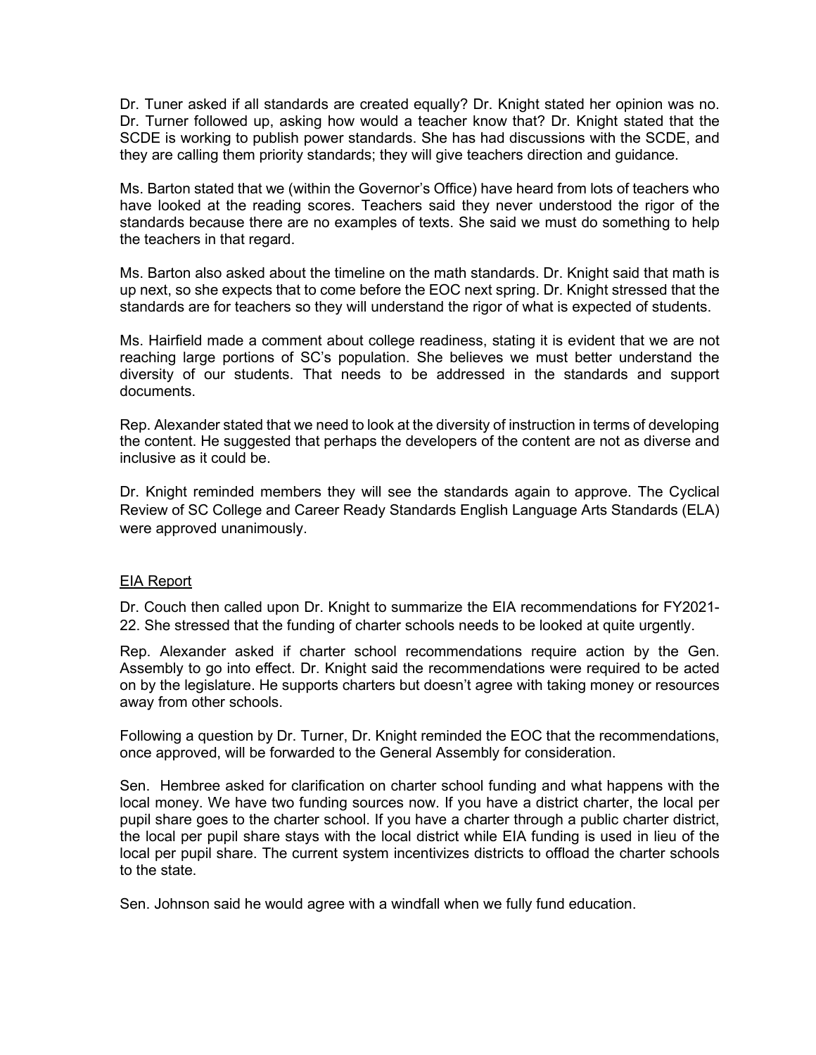Dr. Tuner asked if all standards are created equally? Dr. Knight stated her opinion was no. Dr. Turner followed up, asking how would a teacher know that? Dr. Knight stated that the SCDE is working to publish power standards. She has had discussions with the SCDE, and they are calling them priority standards; they will give teachers direction and guidance.

Ms. Barton stated that we (within the Governor's Office) have heard from lots of teachers who have looked at the reading scores. Teachers said they never understood the rigor of the standards because there are no examples of texts. She said we must do something to help the teachers in that regard.

Ms. Barton also asked about the timeline on the math standards. Dr. Knight said that math is up next, so she expects that to come before the EOC next spring. Dr. Knight stressed that the standards are for teachers so they will understand the rigor of what is expected of students.

Ms. Hairfield made a comment about college readiness, stating it is evident that we are not reaching large portions of SC's population. She believes we must better understand the diversity of our students. That needs to be addressed in the standards and support documents.

Rep. Alexander stated that we need to look at the diversity of instruction in terms of developing the content. He suggested that perhaps the developers of the content are not as diverse and inclusive as it could be.

Dr. Knight reminded members they will see the standards again to approve. The Cyclical Review of SC College and Career Ready Standards English Language Arts Standards (ELA) were approved unanimously.

## EIA Report

Dr. Couch then called upon Dr. Knight to summarize the EIA recommendations for FY2021-22. She stressed that the funding of charter schools needs to be looked at quite urgently.

Rep. Alexander asked if charter school recommendations require action by the Gen. Assembly to go into effect. Dr. Knight said the recommendations were required to be acted on by the legislature. He supports charters but doesn't agree with taking money or resources away from other schools.

Following a question by Dr. Turner, Dr. Knight reminded the EOC that the recommendations, once approved, will be forwarded to the General Assembly for consideration.

Sen. Hembree asked for clarification on charter school funding and what happens with the local money. We have two funding sources now. If you have a district charter, the local per pupil share goes to the charter school. If you have a charter through a public charter district, the local per pupil share stays with the local district while EIA funding is used in lieu of the local per pupil share. The current system incentivizes districts to offload the charter schools to the state.

Sen. Johnson said he would agree with a windfall when we fully fund education.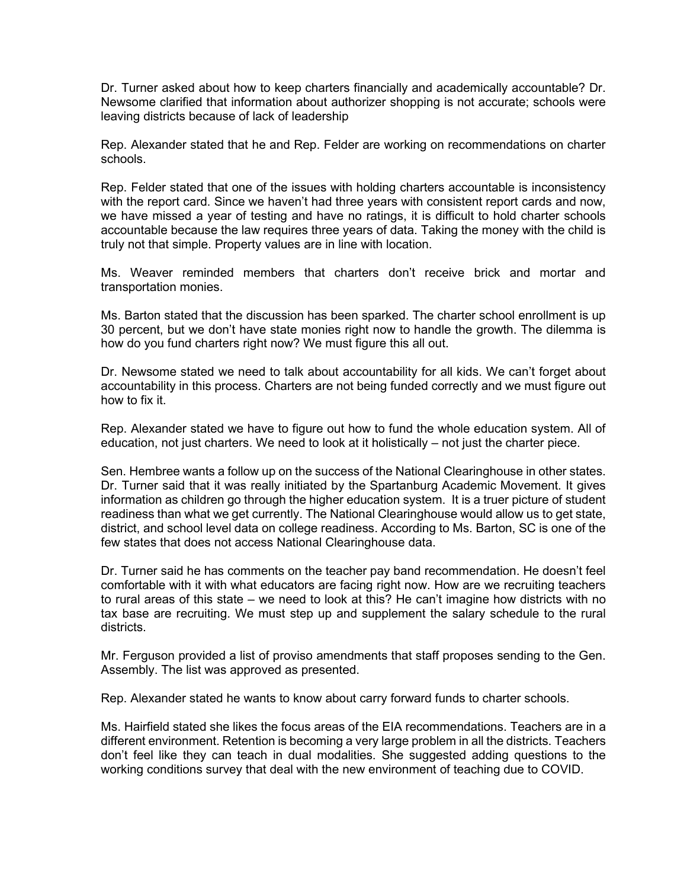Dr. Turner asked about how to keep charters financially and academically accountable? Dr. Newsome clarified that information about authorizer shopping is not accurate; schools were leaving districts because of lack of leadership

Rep. Alexander stated that he and Rep. Felder are working on recommendations on charter schools.

Rep. Felder stated that one of the issues with holding charters accountable is inconsistency with the report card. Since we haven't had three years with consistent report cards and now, we have missed a year of testing and have no ratings, it is difficult to hold charter schools accountable because the law requires three years of data. Taking the money with the child is truly not that simple. Property values are in line with location.

Ms. Weaver reminded members that charters don't receive brick and mortar and transportation monies.

Ms. Barton stated that the discussion has been sparked. The charter school enrollment is up 30 percent, but we don't have state monies right now to handle the growth. The dilemma is how do you fund charters right now? We must figure this all out.

Dr. Newsome stated we need to talk about accountability for all kids. We can't forget about accountability in this process. Charters are not being funded correctly and we must figure out how to fix it.

Rep. Alexander stated we have to figure out how to fund the whole education system. All of education, not just charters. We need to look at it holistically – not just the charter piece.

Sen. Hembree wants a follow up on the success of the National Clearinghouse in other states. Dr. Turner said that it was really initiated by the Spartanburg Academic Movement. It gives information as children go through the higher education system. It is a truer picture of student readiness than what we get currently. The National Clearinghouse would allow us to get state, district, and school level data on college readiness. According to Ms. Barton, SC is one of the few states that does not access National Clearinghouse data.

Dr. Turner said he has comments on the teacher pay band recommendation. He doesn't feel comfortable with it with what educators are facing right now. How are we recruiting teachers to rural areas of this state – we need to look at this? He can't imagine how districts with no tax base are recruiting. We must step up and supplement the salary schedule to the rural districts.

Mr. Ferguson provided a list of proviso amendments that staff proposes sending to the Gen. Assembly. The list was approved as presented.

Rep. Alexander stated he wants to know about carry forward funds to charter schools.

Ms. Hairfield stated she likes the focus areas of the EIA recommendations. Teachers are in a different environment. Retention is becoming a very large problem in all the districts. Teachers don't feel like they can teach in dual modalities. She suggested adding questions to the working conditions survey that deal with the new environment of teaching due to COVID.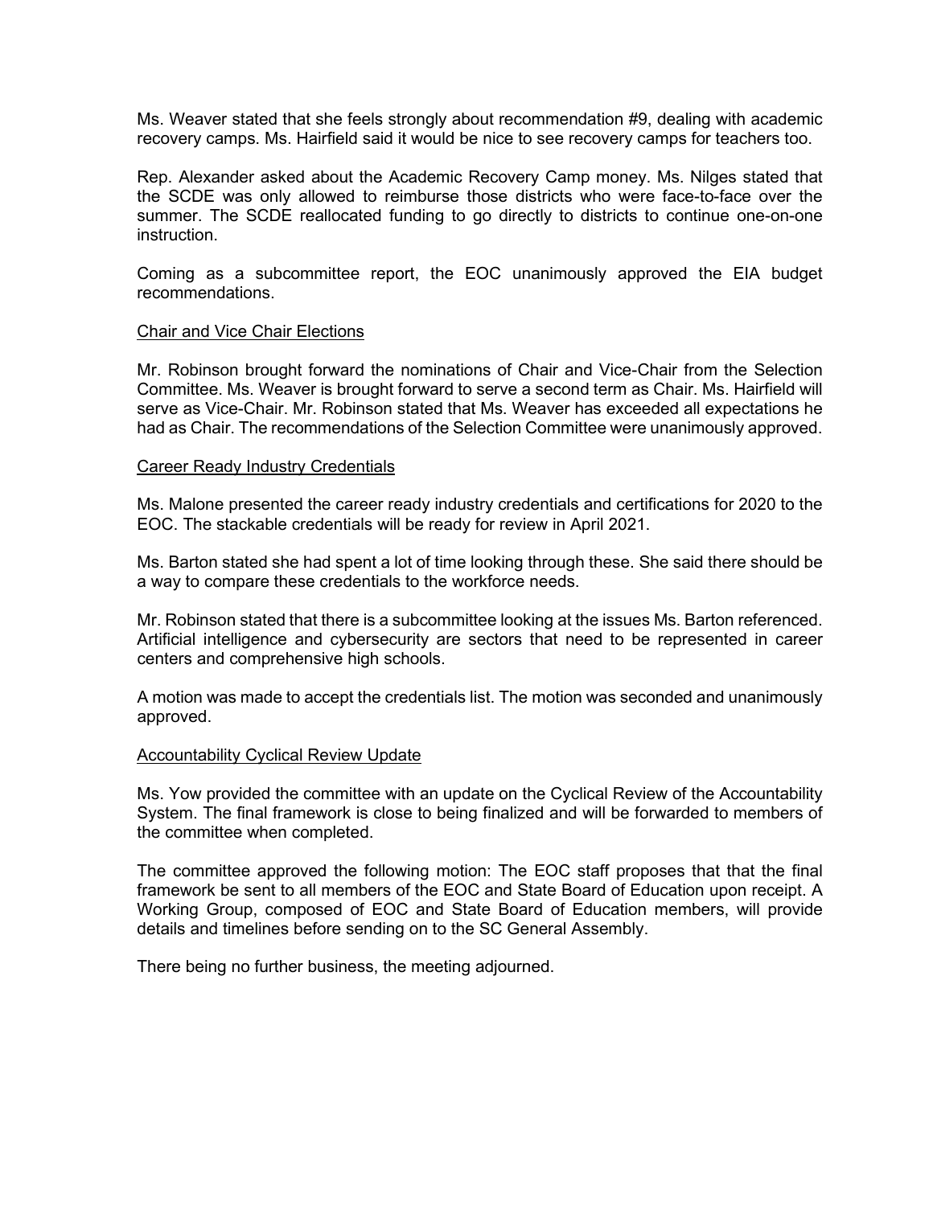Ms. Weaver stated that she feels strongly about recommendation #9, dealing with academic recovery camps. Ms. Hairfield said it would be nice to see recovery camps for teachers too.

Rep. Alexander asked about the Academic Recovery Camp money. Ms. Nilges stated that the SCDE was only allowed to reimburse those districts who were face-to-face over the summer. The SCDE reallocated funding to go directly to districts to continue one-on-one instruction.

Coming as a subcommittee report, the EOC unanimously approved the EIA budget recommendations.

<u>Chair and Vice Chair Elections</u>

Mr. Robinson brought forward the nominations of Chair and Vice-Chair from the Selection Committee. Ms. Weaver is brought forward to serve a second term as Chair. Ms. Hairfield will serve as Vice-Chair. Mr. Robinson stated that Ms. Weaver has exceeded all expectations he had as Chair. The recommendations of the Selection Committee were unanimously approved.

<u>Career Ready Industry Credentials</u>

Ms. Malone presented the career ready industry credentials and certifications for 2020 to the EOC. The stackable credentials will be ready for review in April 2021.

Ms. Barton stated she had spent a lot of time looking through these. She said there should be a way to compare these credentials to the workforce needs.

Mr. Robinson stated that there is a subcommittee looking at the issues Ms. Barton referenced. Artificial intelligence and cybersecurity are sectors that need to be represented in career centers and comprehensive high schools.

A motion was made to accept the credentials list. The motion was seconded and unanimously approved.

<u>Accountability Cyclical Review Update</u>

Ms. Yow provided the committee with an update on the Cyclical Review of the Accountability System. The final framework is close to being finalized and will be forwarded to members of the committee when completed.

The committee approved the following motion: The EOC staff proposes that that the final framework be sent to all members of the EOC and State Board of Education upon receipt. A Working Group, composed of EOC and State Board of Education members, will provide details and timelines before sending on to the SC General Assembly.

There being no further business, the meeting adjourned.